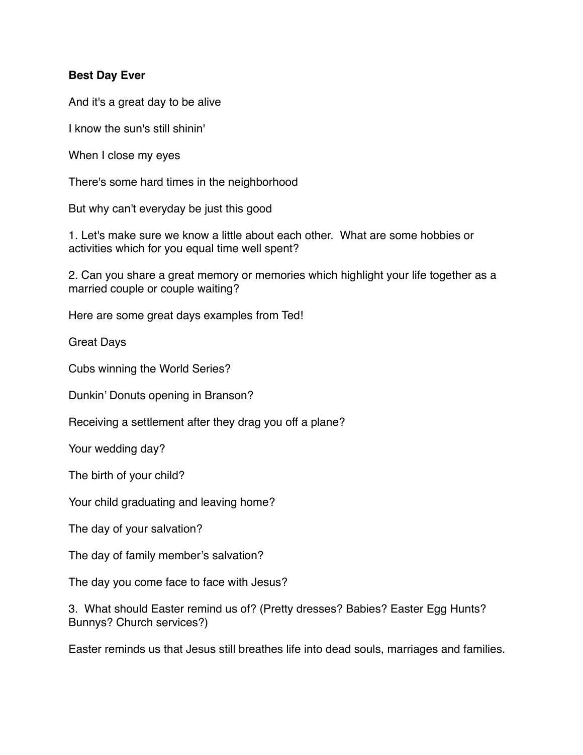**Best Day Ever**

And it's a great day to be alive

I know the sun's still shinin'

When I close my eyes

There's some hard times in the neighborhood

But why can't everyday be just this good

1. Let's make sure we know a little about each other.  What are some hobbies or activities which for you equal time well spent?

2. Can you share a great memory or memories which highlight your life together as a married couple or couple waiting?

Here are some great days examples from Ted!

Great Days

Cubs winning the World Series?

Dunkin' Donuts opening in Branson?

Receiving a settlement after they drag you off a plane?

Your wedding day?

The birth of your child?

Your child graduating and leaving home?

The day of your salvation?

The day of family member's salvation?

The day you come face to face with Jesus?

3.  What should Easter remind us of? (Pretty dresses? Babies? Easter Egg Hunts? Bunnys? Church services?)

Easter reminds us that Jesus still breathes life into dead souls, marriages and families.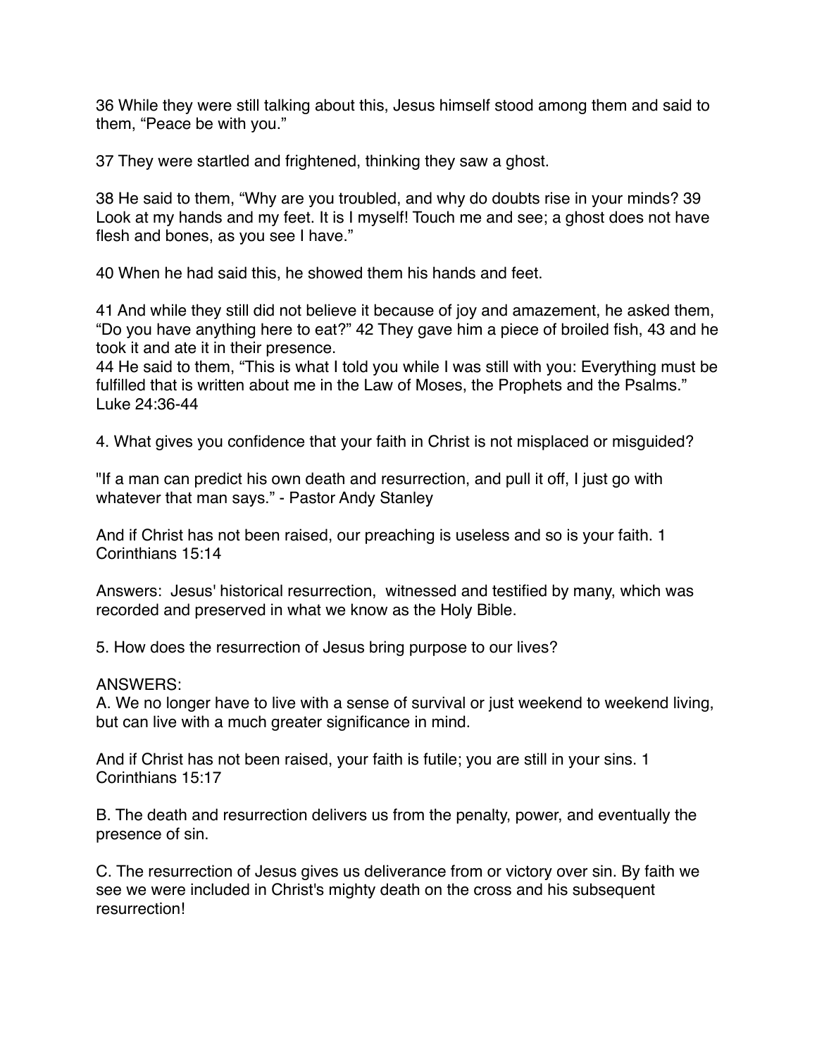36 While they were still talking about this, Jesus himself stood among them and said to them, “Peace be with you.”

37 They were startled and frightened, thinking they saw a ghost.

38 He said to them, “Why are you troubled, and why do doubts rise in your minds? 39 Look at my hands and my feet. It is I myself! Touch me and see; a ghost does not have flesh and bones, as you see I have.”

40 When he had said this, he showed them his hands and feet.

41 And while they still did not believe it because of joy and amazement, he asked them, “Do you have anything here to eat?” 42 They gave him a piece of broiled fish, 43 and he took it and ate it in their presence.
44 He said to them, “This is what I told you while I was still with you: Everything must be fulfilled that is written about me in the Law of Moses, the Prophets and the Psalms.” Luke 24:36-44

4. What gives you confidence that your faith in Christ is not misplaced or misguided?

"If a man can predict his own death and resurrection, and pull it off, I just go with whatever that man says.” - Pastor Andy Stanley

And if Christ has not been raised, our preaching is useless and so is your faith. 1 Corinthians 15:14

Answers: Jesus' historical resurrection, witnessed and testified by many, which was recorded and preserved in what we know as the Holy Bible.

5. How does the resurrection of Jesus bring purpose to our lives?

ANSWERS:
A. We no longer have to live with a sense of survival or just weekend to weekend living, but can live with a much greater significance in mind.

And if Christ has not been raised, your faith is futile; you are still in your sins. 1 Corinthians 15:17

B. The death and resurrection delivers us from the penalty, power, and eventually the presence of sin.

C. The resurrection of Jesus gives us deliverance from or victory over sin. By faith we see we were included in Christ's mighty death on the cross and his subsequent resurrection!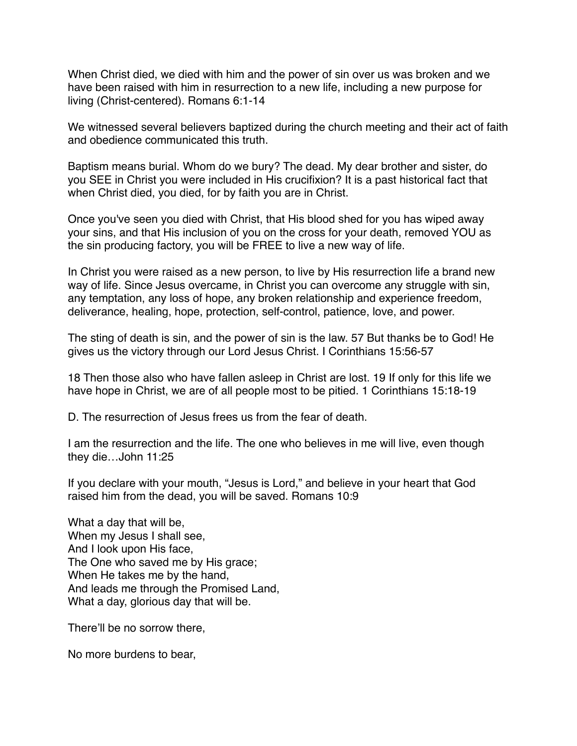When Christ died, we died with him and the power of sin over us was broken and we have been raised with him in resurrection to a new life, including a new purpose for living (Christ-centered). Romans 6:1-14

We witnessed several believers baptized during the church meeting and their act of faith and obedience communicated this truth.

Baptism means burial. Whom do we bury? The dead. My dear brother and sister, do you SEE in Christ you were included in His crucifixion? It is a past historical fact that when Christ died, you died, for by faith you are in Christ.

Once you've seen you died with Christ, that His blood shed for you has wiped away your sins, and that His inclusion of you on the cross for your death, removed YOU as the sin producing factory, you will be FREE to live a new way of life.

In Christ you were raised as a new person, to live by His resurrection life a brand new way of life. Since Jesus overcame, in Christ you can overcome any struggle with sin, any temptation, any loss of hope, any broken relationship and experience freedom, deliverance, healing, hope, protection, self-control, patience, love, and power.

The sting of death is sin, and the power of sin is the law. 57 But thanks be to God! He gives us the victory through our Lord Jesus Christ. I Corinthians 15:56-57

18 Then those also who have fallen asleep in Christ are lost. 19 If only for this life we have hope in Christ, we are of all people most to be pitied. 1 Corinthians 15:18-19

D. The resurrection of Jesus frees us from the fear of death.

I am the resurrection and the life. The one who believes in me will live, even though they die…John 11:25

If you declare with your mouth, "Jesus is Lord," and believe in your heart that God raised him from the dead, you will be saved. Romans 10:9

What a day that will be,
When my Jesus I shall see,
And I look upon His face,
The One who saved me by His grace;
When He takes me by the hand,
And leads me through the Promised Land,
What a day, glorious day that will be.

There'll be no sorrow there,

No more burdens to bear,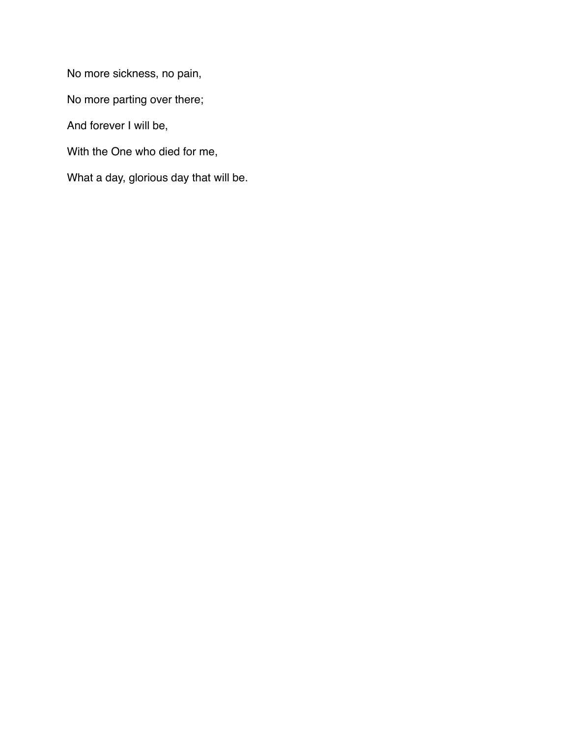No more sickness, no pain,

No more parting over there;

And forever I will be,

With the One who died for me,

What a day, glorious day that will be.